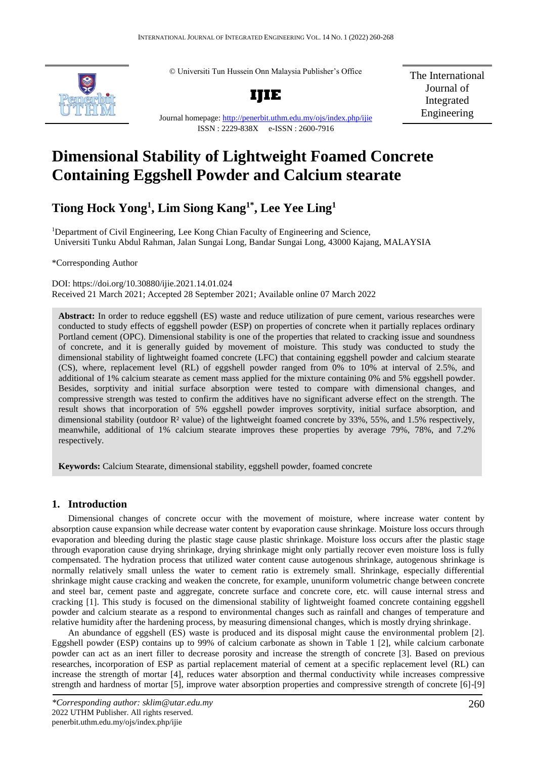© Universiti Tun Hussein Onn Malaysia Publisher's Office

**IJIE**

Journal homepage: http://penerbit.uthm.edu.my/ojs/index.php/ijie

ISSN : 2229-838X e-ISSN : 2600-7916

The International Journal of Integrated Engineering

# Dimensional Stability of Lightweight Foamed Concrete Containing Eggshell Powder and Calcium stearate

## Tiong Hock Yong[1], Lim Siong Kang[1*], Lee Yee Ling[1]

[1]Department of Civil Engineering, Lee Kong Chian Faculty of Engineering and Science, Universiti Tunku Abdul Rahman, Jalan Sungai Long, Bandar Sungai Long, 43000 Kajang, MALAYSIA

*Corresponding Author

DOI: https://doi.org/10.30880/ijie.2021.14.01.024

Received 21 March 2021; Accepted 28 September 2021; Available online 07 March 2022

**Abstract:** In order to reduce eggshell (ES) waste and reduce utilization of pure cement, various researches were conducted to study effects of eggshell powder (ESP) on properties of concrete when it partially replaces ordinary Portland cement (OPC). Dimensional stability is one of the properties that related to cracking issue and soundness of concrete, and it is generally guided by movement of moisture. This study was conducted to study the dimensional stability of lightweight foamed concrete (LFC) that containing eggshell powder and calcium stearate (CS), where, replacement level (RL) of eggshell powder ranged from 0% to 10% at interval of 2.5%, and additional of 1% calcium stearate as cement mass applied for the mixture containing 0% and 5% eggshell powder. Besides, sorptivity and initial surface absorption were tested to compare with dimensional changes, and compressive strength was tested to confirm the additives have no significant adverse effect on the strength. The result shows that incorporation of 5% eggshell powder improves sorptivity, initial surface absorption, and dimensional stability (outdoor $R^2$ value) of the lightweight foamed concrete by 33%, 55%, and 1.5% respectively, meanwhile, additional of 1% calcium stearate improves these properties by average 79%, 78%, and 7.2% respectively.

**Keywords:** Calcium Stearate, dimensional stability, eggshell powder, foamed concrete

## 1. Introduction

Dimensional changes of concrete occur with the movement of moisture, where increase water content by absorption cause expansion while decrease water content by evaporation cause shrinkage. Moisture loss occurs through evaporation and bleeding during the plastic stage cause plastic shrinkage. Moisture loss occurs after the plastic stage through evaporation cause drying shrinkage, drying shrinkage might only partially recover even moisture loss is fully compensated. The hydration process that utilized water content cause autogenous shrinkage, autogenous shrinkage is normally relatively small unless the water to cement ratio is extremely small. Shrinkage, especially differential shrinkage might cause cracking and weaken the concrete, for example, ununiform volumetric change between concrete and steel bar, cement paste and aggregate, concrete surface and concrete core, etc. will cause internal stress and cracking [1]. This study is focused on the dimensional stability of lightweight foamed concrete containing eggshell powder and calcium stearate as a respond to environmental changes such as rainfall and changes of temperature and relative humidity after the hardening process, by measuring dimensional changes, which is mostly drying shrinkage.

An abundance of eggshell (ES) waste is produced and its disposal might cause the environmental problem [2]. Eggshell powder (ESP) contains up to 99% of calcium carbonate as shown in Table 1 [2], while calcium carbonate powder can act as an inert filler to decrease porosity and increase the strength of concrete [3]. Based on previous researches, incorporation of ESP as partial replacement material of cement at a specific replacement level (RL) can increase the strength of mortar [4], reduces water absorption and thermal conductivity while increases compressive strength and hardness of mortar [5], improve water absorption properties and compressive strength of concrete [6]-[9]

---

*Corresponding author: sklim@utar.edu.my
2022 UTHM Publisher. All rights reserved.
penerbit.uthm.edu.my/ojs/index.php/ijie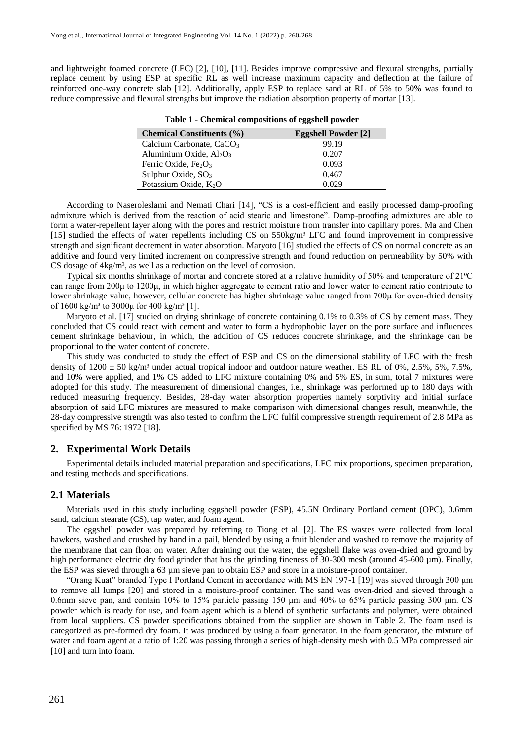and lightweight foamed concrete (LFC) [2], [10], [11]. Besides improve compressive and flexural strengths, partially replace cement by using ESP at specific RL as well increase maximum capacity and deflection at the failure of reinforced one-way concrete slab [12]. Additionally, apply ESP to replace sand at RL of 5% to 50% was found to reduce compressive and flexural strengths but improve the radiation absorption property of mortar [13].

**Table 1 - Chemical compositions of eggshell powder**

| Chemical Constituents (%) | Eggshell Powder [2] |
| --- | --- |
| Calcium Carbonate, $CaCO_3$ | 99.19 |
| Aluminium Oxide, $Al_2O_3$ | 0.207 |
| Ferric Oxide, $Fe_2O_3$ | 0.093 |
| Sulphur Oxide, $SO_3$ | 0.467 |
| Potassium Oxide, $K_2O$ | 0.029 |

According to Naseroleslami and Nemati Chari [14], "CS is a cost-efficient and easily processed damp-proofing admixture which is derived from the reaction of acid stearic and limestone". Damp-proofing admixtures are able to form a water-repellent layer along with the pores and restrict moisture from transfer into capillary pores. Ma and Chen [15] studied the effects of water repellents including CS on 550kg/m³ LFC and found improvement in compressive strength and significant decrement in water absorption. Maryoto [16] studied the effects of CS on normal concrete as an additive and found very limited increment on compressive strength and found reduction on permeability by 50% with CS dosage of 4kg/m³, as well as a reduction on the level of corrosion.

Typical six months shrinkage of mortar and concrete stored at a relative humidity of 50% and temperature of 21ºC can range from 200μ to 1200μ, in which higher aggregate to cement ratio and lower water to cement ratio contribute to lower shrinkage value, however, cellular concrete has higher shrinkage value ranged from 700μ for oven-dried density of 1600 kg/m³ to 3000μ for 400 kg/m³ [1].

Maryoto et al. [17] studied on drying shrinkage of concrete containing 0.1% to 0.3% of CS by cement mass. They concluded that CS could react with cement and water to form a hydrophobic layer on the pore surface and influences cement shrinkage behaviour, in which, the addition of CS reduces concrete shrinkage, and the shrinkage can be proportional to the water content of concrete.

This study was conducted to study the effect of ESP and CS on the dimensional stability of LFC with the fresh density of 1200 ± 50 kg/m³ under actual tropical indoor and outdoor nature weather. ES RL of 0%, 2.5%, 5%, 7.5%, and 10% were applied, and 1% CS added to LFC mixture containing 0% and 5% ES, in sum, total 7 mixtures were adopted for this study. The measurement of dimensional changes, i.e., shrinkage was performed up to 180 days with reduced measuring frequency. Besides, 28-day water absorption properties namely sorptivity and initial surface absorption of said LFC mixtures are measured to make comparison with dimensional changes result, meanwhile, the 28-day compressive strength was also tested to confirm the LFC fulfil compressive strength requirement of 2.8 MPa as specified by MS 76: 1972 [18].

## 2. Experimental Work Details

Experimental details included material preparation and specifications, LFC mix proportions, specimen preparation, and testing methods and specifications.

### 2.1 Materials

Materials used in this study including eggshell powder (ESP), 45.5N Ordinary Portland cement (OPC), 0.6mm sand, calcium stearate (CS), tap water, and foam agent.

The eggshell powder was prepared by referring to Tiong et al. [2]. The ES wastes were collected from local hawkers, washed and crushed by hand in a pail, blended by using a fruit blender and washed to remove the majority of the membrane that can float on water. After draining out the water, the eggshell flake was oven-dried and ground by high performance electric dry food grinder that has the grinding fineness of 30-300 mesh (around 45-600 µm). Finally, the ESP was sieved through a 63 µm sieve pan to obtain ESP and store in a moisture-proof container.

"Orang Kuat" branded Type I Portland Cement in accordance with MS EN 197-1 [19] was sieved through 300 µm to remove all lumps [20] and stored in a moisture-proof container. The sand was oven-dried and sieved through a 0.6mm sieve pan, and contain 10% to 15% particle passing 150 µm and 40% to 65% particle passing 300 µm. CS powder which is ready for use, and foam agent which is a blend of synthetic surfactants and polymer, were obtained from local suppliers. CS powder specifications obtained from the supplier are shown in Table 2. The foam used is categorized as pre-formed dry foam. It was produced by using a foam generator. In the foam generator, the mixture of water and foam agent at a ratio of 1:20 was passing through a series of high-density mesh with 0.5 MPa compressed air [10] and turn into foam.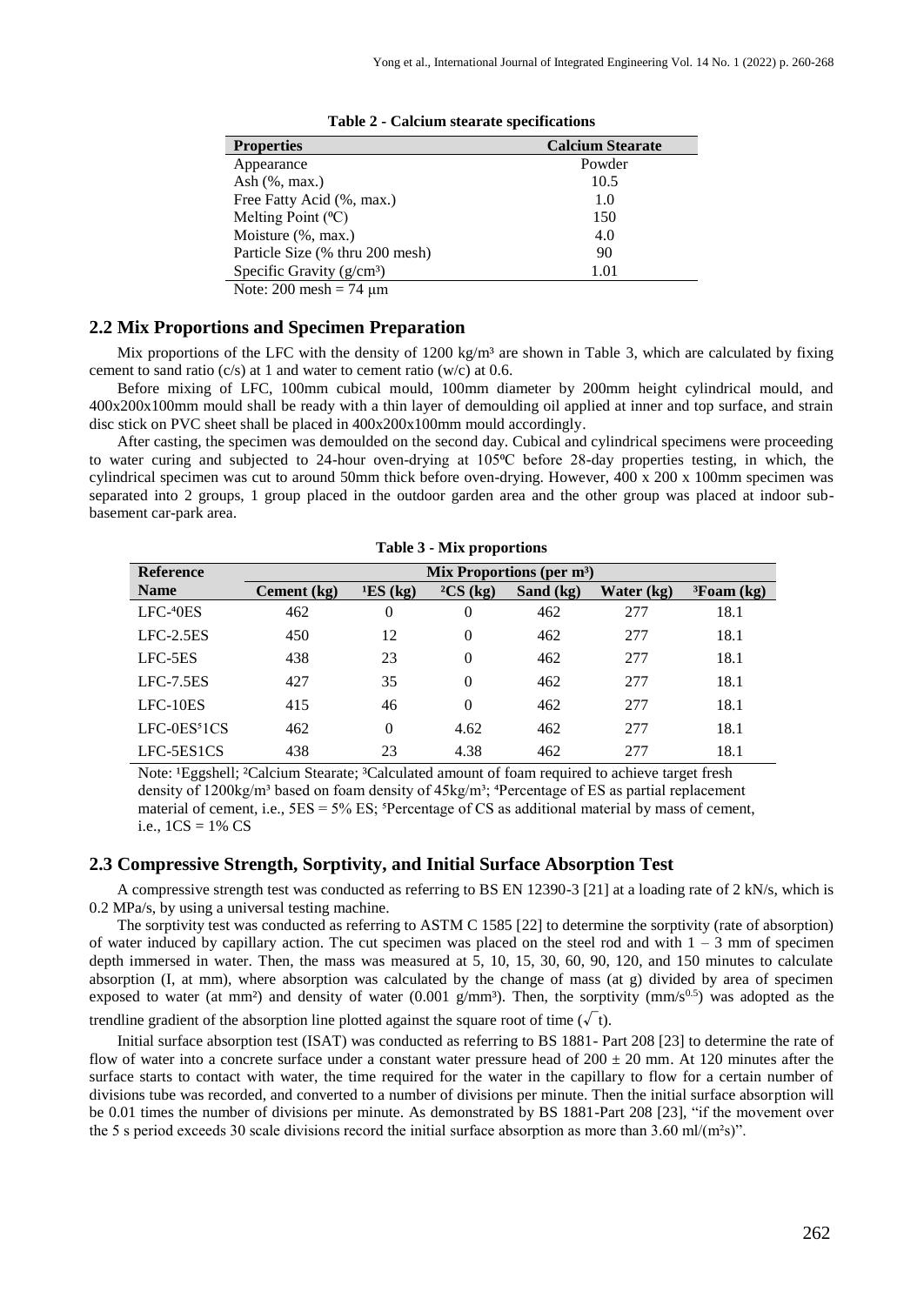**Table 2 - Calcium stearate specifications**

| Properties | Calcium Stearate |
|---|---|
| Appearance | Powder |
| Ash (%, max.) | 10.5 |
| Free Fatty Acid (%, max.) | 1.0 |
| Melting Point (ºC) | 150 |
| Moisture (%, max.) | 4.0 |
| Particle Size (% thru 200 mesh) | 90 |
| Specific Gravity (g/cm³) | 1.01 |

Note: 200 mesh = 74 μm

## 2.2 Mix Proportions and Specimen Preparation

Mix proportions of the LFC with the density of 1200 kg/m³ are shown in Table 3, which are calculated by fixing cement to sand ratio (c/s) at 1 and water to cement ratio (w/c) at 0.6.

Before mixing of LFC, 100mm cubical mould, 100mm diameter by 200mm height cylindrical mould, and 400x200x100mm mould shall be ready with a thin layer of demoulding oil applied at inner and top surface, and strain disc stick on PVC sheet shall be placed in 400x200x100mm mould accordingly.

After casting, the specimen was demoulded on the second day. Cubical and cylindrical specimens were proceeding to water curing and subjected to 24-hour oven-drying at 105ºC before 28-day properties testing, in which, the cylindrical specimen was cut to around 50mm thick before oven-drying. However, 400 x 200 x 100mm specimen was separated into 2 groups, 1 group placed in the outdoor garden area and the other group was placed at indoor sub-basement car-park area.

**Table 3 - Mix proportions**

| Reference Name | Mix Proportions (per m³) | | | | | |
|---|---|---|---|---|---|---|
| | Cement (kg) | [1]ES (kg) | [2]CS (kg) | Sand (kg) | Water (kg) | [3]Foam (kg) |
| LFC-[4]0ES | 462 | 0 | 0 | 462 | 277 | 18.1 |
| LFC-2.5ES | 450 | 12 | 0 | 462 | 277 | 18.1 |
| LFC-5ES | 438 | 23 | 0 | 462 | 277 | 18.1 |
| LFC-7.5ES | 427 | 35 | 0 | 462 | 277 | 18.1 |
| LFC-10ES | 415 | 46 | 0 | 462 | 277 | 18.1 |
| LFC-0ES[5]1CS | 462 | 0 | 4.62 | 462 | 277 | 18.1 |
| LFC-5ES1CS | 438 | 23 | 4.38 | 462 | 277 | 18.1 |

Note: [1]Eggshell; [2]Calcium Stearate; [3]Calculated amount of foam required to achieve target fresh density of 1200kg/m³ based on foam density of 45kg/m³; [4]Percentage of ES as partial replacement material of cement, i.e., 5ES = 5% ES; [5]Percentage of CS as additional material by mass of cement, i.e., 1CS = 1% CS

## 2.3 Compressive Strength, Sorptivity, and Initial Surface Absorption Test

A compressive strength test was conducted as referring to BS EN 12390-3 [21] at a loading rate of 2 kN/s, which is 0.2 MPa/s, by using a universal testing machine.

The sorptivity test was conducted as referring to ASTM C 1585 [22] to determine the sorptivity (rate of absorption) of water induced by capillary action. The cut specimen was placed on the steel rod and with 1 – 3 mm of specimen depth immersed in water. Then, the mass was measured at 5, 10, 15, 30, 60, 90, 120, and 150 minutes to calculate absorption (I, at mm), where absorption was calculated by the change of mass (at g) divided by area of specimen exposed to water (at mm²) and density of water (0.001 g/mm³). Then, the sorptivity (mm/s$^{0.5}$) was adopted as the trendline gradient of the absorption line plotted against the square root of time ($\sqrt{t}$).

Initial surface absorption test (ISAT) was conducted as referring to BS 1881- Part 208 [23] to determine the rate of flow of water into a concrete surface under a constant water pressure head of 200 ± 20 mm. At 120 minutes after the surface starts to contact with water, the time required for the water in the capillary to flow for a certain number of divisions tube was recorded, and converted to a number of divisions per minute. Then the initial surface absorption will be 0.01 times the number of divisions per minute. As demonstrated by BS 1881-Part 208 [23], "if the movement over the 5 s period exceeds 30 scale divisions record the initial surface absorption as more than 3.60 ml/(m²s)".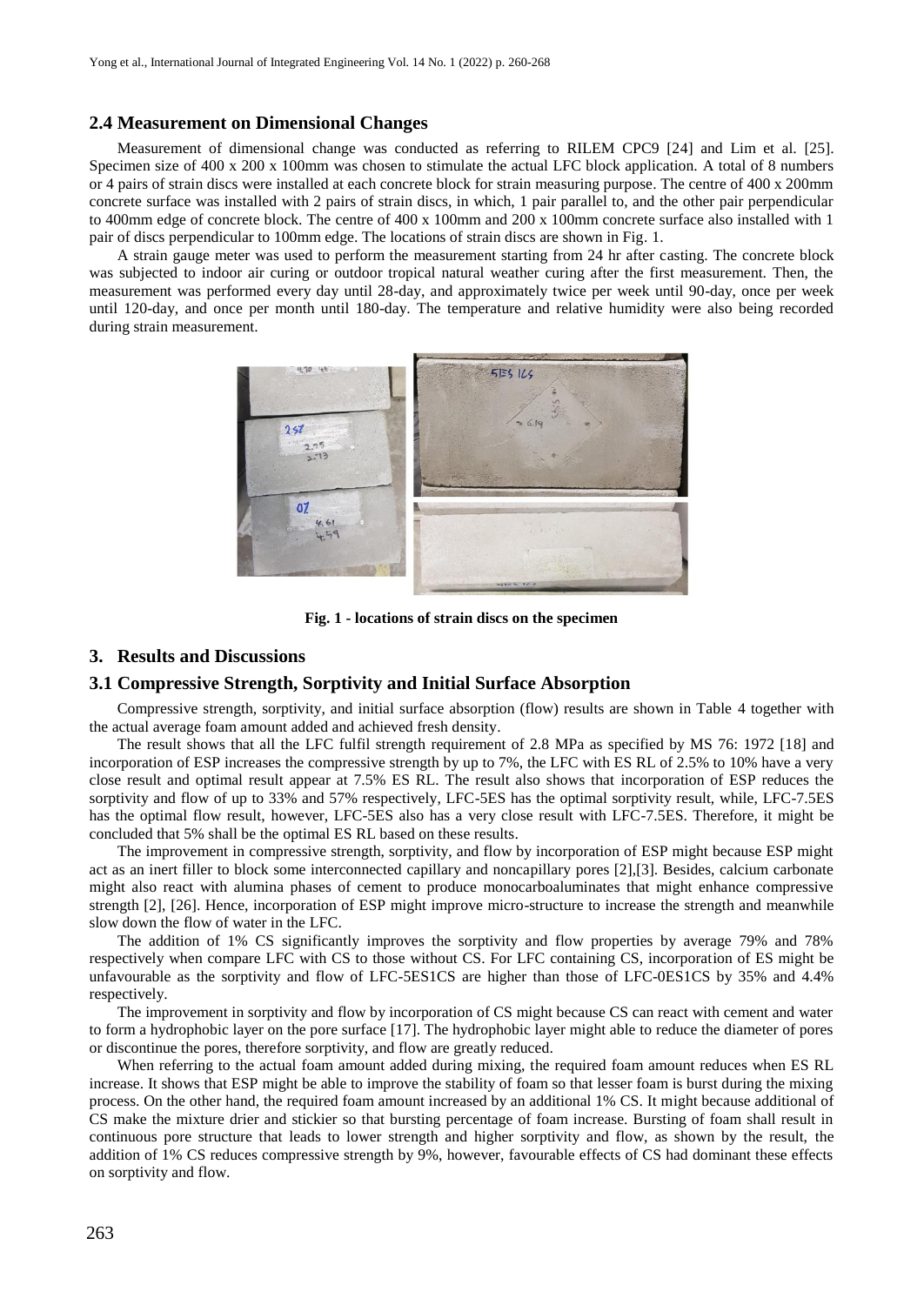## 2.4 Measurement on Dimensional Changes

Measurement of dimensional change was conducted as referring to RILEM CPC9 [24] and Lim et al. [25]. Specimen size of 400 x 200 x 100mm was chosen to stimulate the actual LFC block application. A total of 8 numbers or 4 pairs of strain discs were installed at each concrete block for strain measuring purpose. The centre of 400 x 200mm concrete surface was installed with 2 pairs of strain discs, in which, 1 pair parallel to, and the other pair perpendicular to 400mm edge of concrete block. The centre of 400 x 100mm and 200 x 100mm concrete surface also installed with 1 pair of discs perpendicular to 100mm edge. The locations of strain discs are shown in Fig. 1.

A strain gauge meter was used to perform the measurement starting from 24 hr after casting. The concrete block was subjected to indoor air curing or outdoor tropical natural weather curing after the first measurement. Then, the measurement was performed every day until 28-day, and approximately twice per week until 90-day, once per week until 120-day, and once per month until 180-day. The temperature and relative humidity were also being recorded during strain measurement.

**Fig. 1 - locations of strain discs on the specimen**

## 3. Results and Discussions

### 3.1 Compressive Strength, Sorptivity and Initial Surface Absorption

Compressive strength, sorptivity, and initial surface absorption (flow) results are shown in Table 4 together with the actual average foam amount added and achieved fresh density.

The result shows that all the LFC fulfil strength requirement of 2.8 MPa as specified by MS 76: 1972 [18] and incorporation of ESP increases the compressive strength by up to 7%, the LFC with ES RL of 2.5% to 10% have a very close result and optimal result appear at 7.5% ES RL. The result also shows that incorporation of ESP reduces the sorptivity and flow of up to 33% and 57% respectively, LFC-5ES has the optimal sorptivity result, while, LFC-7.5ES has the optimal flow result, however, LFC-5ES also has a very close result with LFC-7.5ES. Therefore, it might be concluded that 5% shall be the optimal ES RL based on these results.

The improvement in compressive strength, sorptivity, and flow by incorporation of ESP might because ESP might act as an inert filler to block some interconnected capillary and noncapillary pores [2],[3]. Besides, calcium carbonate might also react with alumina phases of cement to produce monocarboaluminates that might enhance compressive strength [2], [26]. Hence, incorporation of ESP might improve micro-structure to increase the strength and meanwhile slow down the flow of water in the LFC.

The addition of 1% CS significantly improves the sorptivity and flow properties by average 79% and 78% respectively when compare LFC with CS to those without CS. For LFC containing CS, incorporation of ES might be unfavourable as the sorptivity and flow of LFC-5ES1CS are higher than those of LFC-0ES1CS by 35% and 4.4% respectively.

The improvement in sorptivity and flow by incorporation of CS might because CS can react with cement and water to form a hydrophobic layer on the pore surface [17]. The hydrophobic layer might able to reduce the diameter of pores or discontinue the pores, therefore sorptivity, and flow are greatly reduced.

When referring to the actual foam amount added during mixing, the required foam amount reduces when ES RL increase. It shows that ESP might be able to improve the stability of foam so that lesser foam is burst during the mixing process. On the other hand, the required foam amount increased by an additional 1% CS. It might because additional of CS make the mixture drier and stickier so that bursting percentage of foam increase. Bursting of foam shall result in continuous pore structure that leads to lower strength and higher sorptivity and flow, as shown by the result, the addition of 1% CS reduces compressive strength by 9%, however, favourable effects of CS had dominant these effects on sorptivity and flow.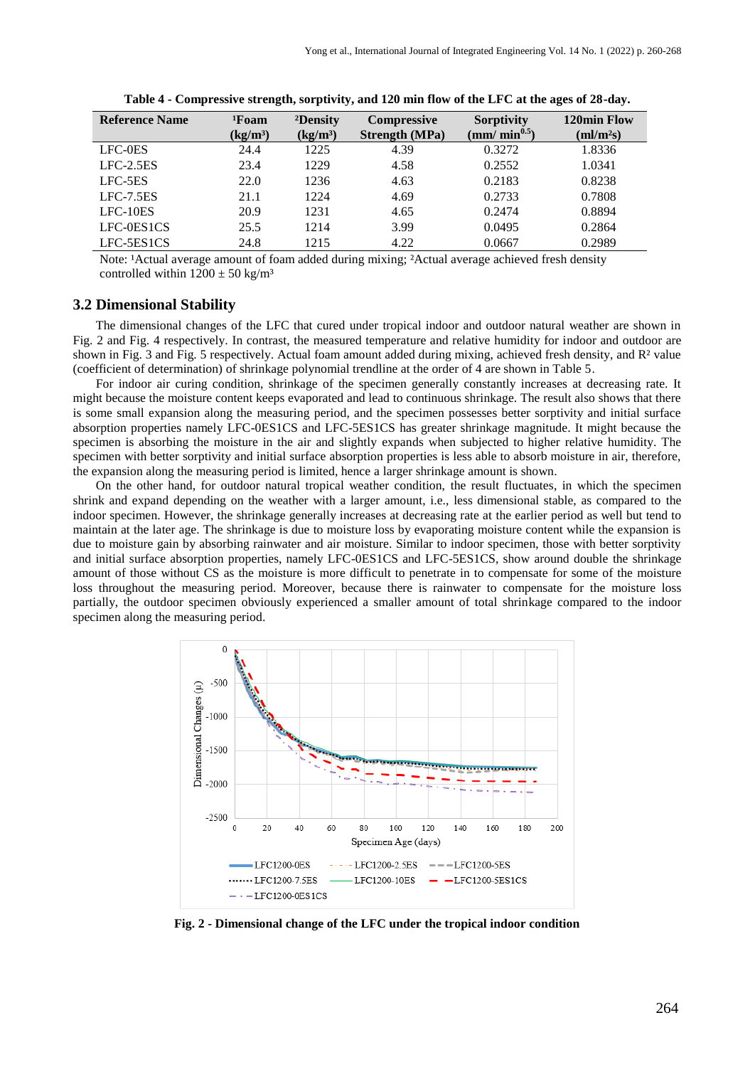Table 4 - Compressive strength, sorptivity, and 120 min flow of the LFC at the ages of 28-day.

| Reference Name | [1]Foam (kg/m³) | [2]Density (kg/m³) | Compressive Strength (MPa) | Sorptivity (mm/ min$^{0.5}$) | 120min Flow (ml/m²s) |
|---|---|---|---|---|---|
| LFC-0ES | 24.4 | 1225 | 4.39 | 0.3272 | 1.8336 |
| LFC-2.5ES | 23.4 | 1229 | 4.58 | 0.2552 | 1.0341 |
| LFC-5ES | 22.0 | 1236 | 4.63 | 0.2183 | 0.8238 |
| LFC-7.5ES | 21.1 | 1224 | 4.69 | 0.2733 | 0.7808 |
| LFC-10ES | 20.9 | 1231 | 4.65 | 0.2474 | 0.8894 |
| LFC-0ES1CS | 25.5 | 1214 | 3.99 | 0.0495 | 0.2864 |
| LFC-5ES1CS | 24.8 | 1215 | 4.22 | 0.0667 | 0.2989 |

Note: [1]Actual average amount of foam added during mixing; [2]Actual average achieved fresh density controlled within 1200 ± 50 kg/m³

### 3.2 Dimensional Stability

The dimensional changes of the LFC that cured under tropical indoor and outdoor natural weather are shown in Fig. 2 and Fig. 4 respectively. In contrast, the measured temperature and relative humidity for indoor and outdoor are shown in Fig. 3 and Fig. 5 respectively. Actual foam amount added during mixing, achieved fresh density, and $R^2$ value (coefficient of determination) of shrinkage polynomial trendline at the order of 4 are shown in Table 5.

For indoor air curing condition, shrinkage of the specimen generally constantly increases at decreasing rate. It might because the moisture content keeps evaporated and lead to continuous shrinkage. The result also shows that there is some small expansion along the measuring period, and the specimen possesses better sorptivity and initial surface absorption properties namely LFC-0ES1CS and LFC-5ES1CS has greater shrinkage magnitude. It might because the specimen is absorbing the moisture in the air and slightly expands when subjected to higher relative humidity. The specimen with better sorptivity and initial surface absorption properties is less able to absorb moisture in air, therefore, the expansion along the measuring period is limited, hence a larger shrinkage amount is shown.

On the other hand, for outdoor natural tropical weather condition, the result fluctuates, in which the specimen shrink and expand depending on the weather with a larger amount, i.e., less dimensional stable, as compared to the indoor specimen. However, the shrinkage generally increases at decreasing rate at the earlier period as well but tend to maintain at the later age. The shrinkage is due to moisture loss by evaporating moisture content while the expansion is due to moisture gain by absorbing rainwater and air moisture. Similar to indoor specimen, those with better sorptivity and initial surface absorption properties, namely LFC-0ES1CS and LFC-5ES1CS, show around double the shrinkage amount of those without CS as the moisture is more difficult to penetrate in to compensate for some of the moisture loss throughout the measuring period. Moreover, because there is rainwater to compensate for the moisture loss partially, the outdoor specimen obviously experienced a smaller amount of total shrinkage compared to the indoor specimen along the measuring period.

Fig. 2 - Dimensional change of the LFC under the tropical indoor condition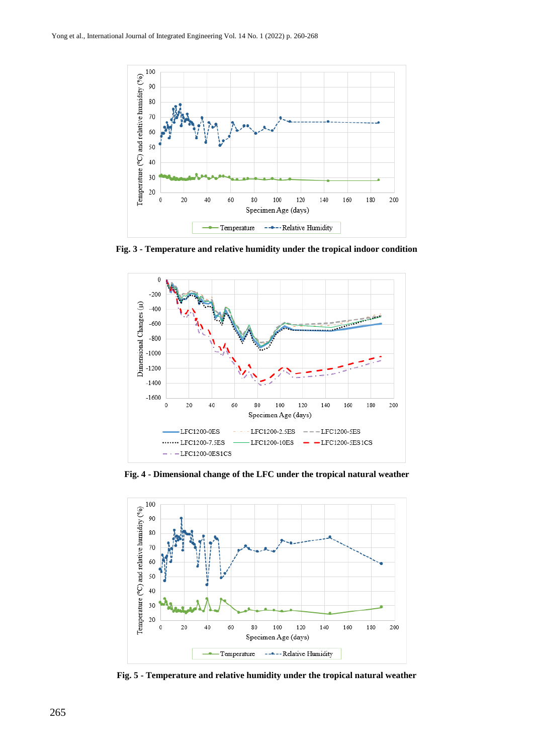Fig. 3 - Temperature and relative humidity under the tropical indoor condition

Fig. 4 - Dimensional change of the LFC under the tropical natural weather

Fig. 5 - Temperature and relative humidity under the tropical natural weather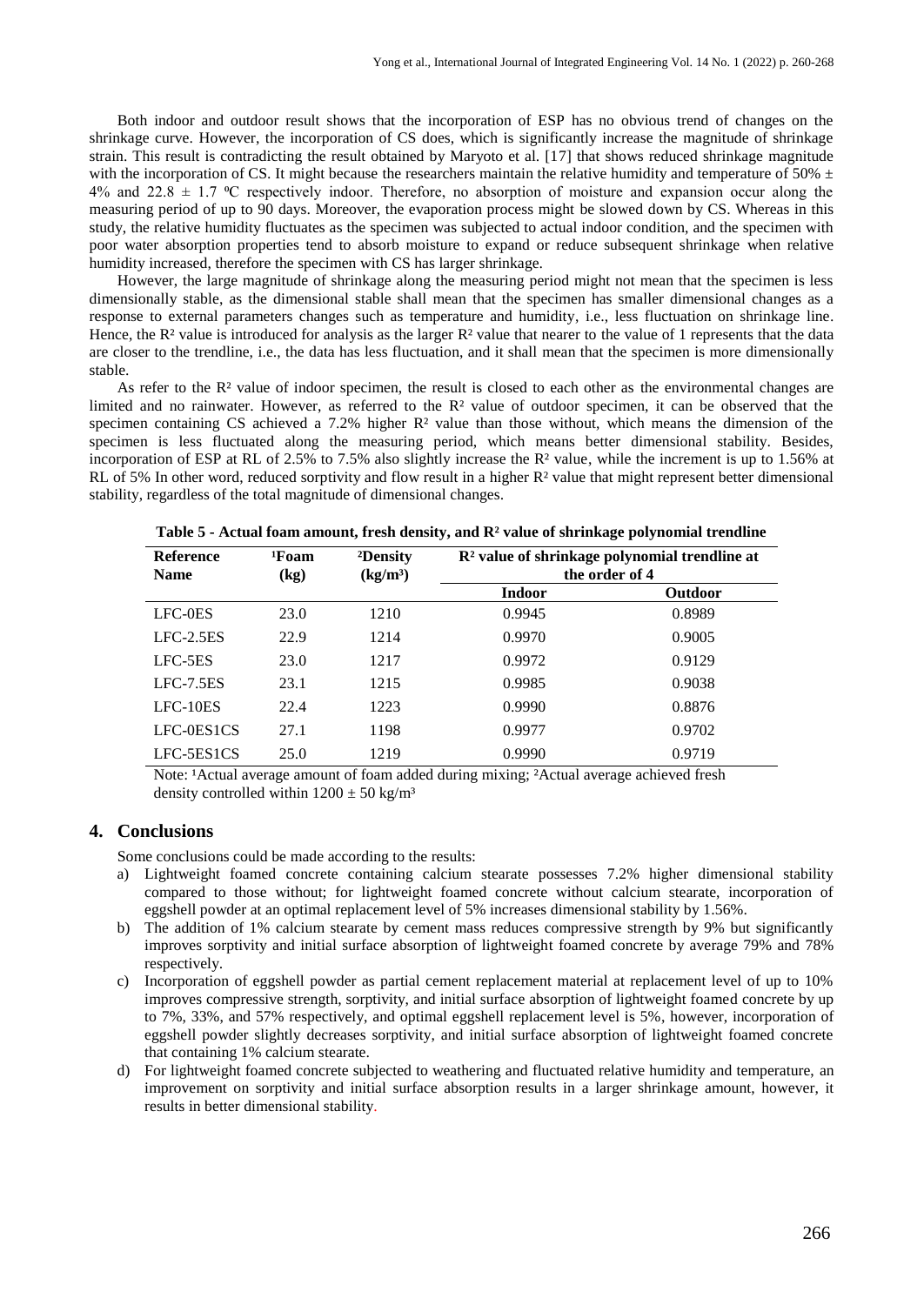Both indoor and outdoor result shows that the incorporation of ESP has no obvious trend of changes on the shrinkage curve. However, the incorporation of CS does, which is significantly increase the magnitude of shrinkage strain. This result is contradicting the result obtained by Maryoto et al. [17] that shows reduced shrinkage magnitude with the incorporation of CS. It might because the researchers maintain the relative humidity and temperature of 50% ± 4% and 22.8 ± 1.7 ºC respectively indoor. Therefore, no absorption of moisture and expansion occur along the measuring period of up to 90 days. Moreover, the evaporation process might be slowed down by CS. Whereas in this study, the relative humidity fluctuates as the specimen was subjected to actual indoor condition, and the specimen with poor water absorption properties tend to absorb moisture to expand or reduce subsequent shrinkage when relative humidity increased, therefore the specimen with CS has larger shrinkage.

However, the large magnitude of shrinkage along the measuring period might not mean that the specimen is less dimensionally stable, as the dimensional stable shall mean that the specimen has smaller dimensional changes as a response to external parameters changes such as temperature and humidity, i.e., less fluctuation on shrinkage line. Hence, the $R^2$ value is introduced for analysis as the larger $R^2$ value that nearer to the value of 1 represents that the data are closer to the trendline, i.e., the data has less fluctuation, and it shall mean that the specimen is more dimensionally stable.

As refer to the $R^2$ value of indoor specimen, the result is closed to each other as the environmental changes are limited and no rainwater. However, as referred to the $R^2$ value of outdoor specimen, it can be observed that the specimen containing CS achieved a 7.2% higher $R^2$ value than those without, which means the dimension of the specimen is less fluctuated along the measuring period, which means better dimensional stability. Besides, incorporation of ESP at RL of 2.5% to 7.5% also slightly increase the $R^2$ value, while the increment is up to 1.56% at RL of 5% In other word, reduced sorptivity and flow result in a higher $R^2$ value that might represent better dimensional stability, regardless of the total magnitude of dimensional changes.

**Table 5 - Actual foam amount, fresh density, and $R^2$ value of shrinkage polynomial trendline**

| Reference Name | [1]Foam (kg) | [2]Density ($kg/m^3$) | $R^2$ value of shrinkage polynomial trendline at the order of 4 | |
|---|---|---|---|---|
| | | | **Indoor** | **Outdoor** |
| LFC-0ES | 23.0 | 1210 | 0.9945 | 0.8989 |
| LFC-2.5ES | 22.9 | 1214 | 0.9970 | 0.9005 |
| LFC-5ES | 23.0 | 1217 | 0.9972 | 0.9129 |
| LFC-7.5ES | 23.1 | 1215 | 0.9985 | 0.9038 |
| LFC-10ES | 22.4 | 1223 | 0.9990 | 0.8876 |
| LFC-0ES1CS | 27.1 | 1198 | 0.9977 | 0.9702 |
| LFC-5ES1CS | 25.0 | 1219 | 0.9990 | 0.9719 |

Note: [1]Actual average amount of foam added during mixing; [2]Actual average achieved fresh density controlled within 1200 ± 50 $kg/m^3$

## 4. Conclusions

Some conclusions could be made according to the results:

a) Lightweight foamed concrete containing calcium stearate possesses 7.2% higher dimensional stability compared to those without; for lightweight foamed concrete without calcium stearate, incorporation of eggshell powder at an optimal replacement level of 5% increases dimensional stability by 1.56%.

b) The addition of 1% calcium stearate by cement mass reduces compressive strength by 9% but significantly improves sorptivity and initial surface absorption of lightweight foamed concrete by average 79% and 78% respectively.

c) Incorporation of eggshell powder as partial cement replacement material at replacement level of up to 10% improves compressive strength, sorptivity, and initial surface absorption of lightweight foamed concrete by up to 7%, 33%, and 57% respectively, and optimal eggshell replacement level is 5%, however, incorporation of eggshell powder slightly decreases sorptivity, and initial surface absorption of lightweight foamed concrete that containing 1% calcium stearate.

d) For lightweight foamed concrete subjected to weathering and fluctuated relative humidity and temperature, an improvement on sorptivity and initial surface absorption results in a larger shrinkage amount, however, it results in better dimensional stability.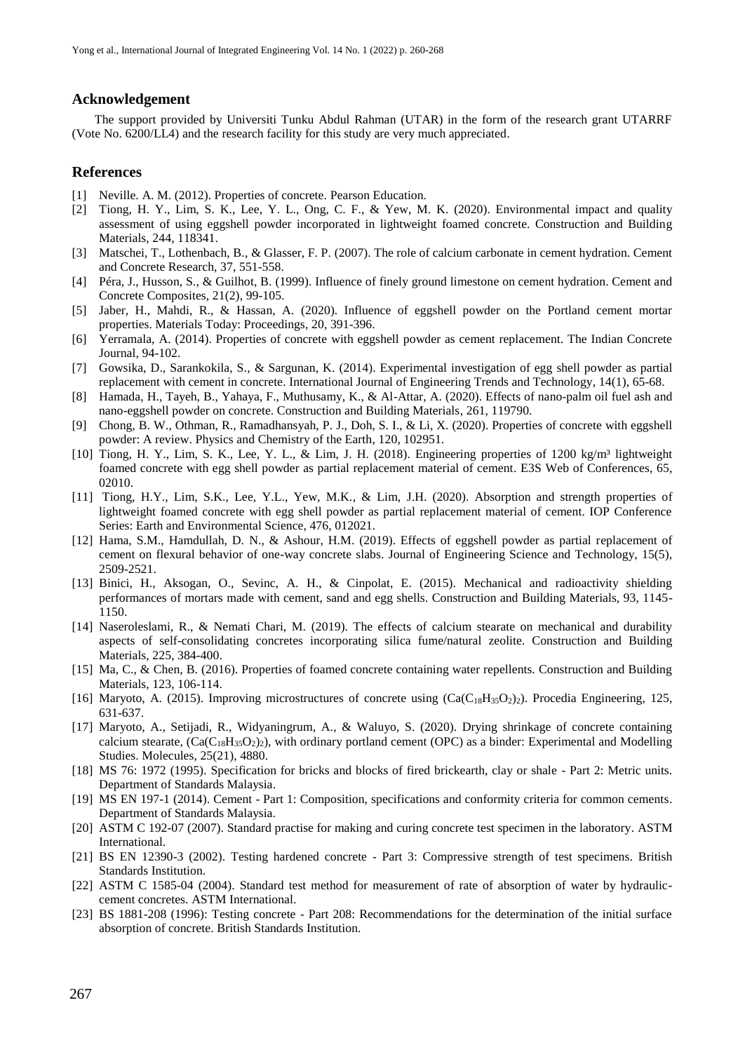## Acknowledgement

The support provided by Universiti Tunku Abdul Rahman (UTAR) in the form of the research grant UTARRF (Vote No. 6200/LL4) and the research facility for this study are very much appreciated.

## References

[1] Neville. A. M. (2012). Properties of concrete. Pearson Education.

[2] Tiong, H. Y., Lim, S. K., Lee, Y. L., Ong, C. F., & Yew, M. K. (2020). Environmental impact and quality assessment of using eggshell powder incorporated in lightweight foamed concrete. Construction and Building Materials, 244, 118341.

[3] Matschei, T., Lothenbach, B., & Glasser, F. P. (2007). The role of calcium carbonate in cement hydration. Cement and Concrete Research, 37, 551-558.

[4] Péra, J., Husson, S., & Guilhot, B. (1999). Influence of finely ground limestone on cement hydration. Cement and Concrete Composites, 21(2), 99-105.

[5] Jaber, H., Mahdi, R., & Hassan, A. (2020). Influence of eggshell powder on the Portland cement mortar properties. Materials Today: Proceedings, 20, 391-396.

[6] Yerramala, A. (2014). Properties of concrete with eggshell powder as cement replacement. The Indian Concrete Journal, 94-102.

[7] Gowsika, D., Sarankokila, S., & Sargunan, K. (2014). Experimental investigation of egg shell powder as partial replacement with cement in concrete. International Journal of Engineering Trends and Technology, 14(1), 65-68.

[8] Hamada, H., Tayeh, B., Yahaya, F., Muthusamy, K., & Al-Attar, A. (2020). Effects of nano-palm oil fuel ash and nano-eggshell powder on concrete. Construction and Building Materials, 261, 119790.

[9] Chong, B. W., Othman, R., Ramadhansyah, P. J., Doh, S. I., & Li, X. (2020). Properties of concrete with eggshell powder: A review. Physics and Chemistry of the Earth, 120, 102951.

[10] Tiong, H. Y., Lim, S. K., Lee, Y. L., & Lim, J. H. (2018). Engineering properties of 1200 kg/m³ lightweight foamed concrete with egg shell powder as partial replacement material of cement. E3S Web of Conferences, 65, 02010.

[11] Tiong, H.Y., Lim, S.K., Lee, Y.L., Yew, M.K., & Lim, J.H. (2020). Absorption and strength properties of lightweight foamed concrete with egg shell powder as partial replacement material of cement. IOP Conference Series: Earth and Environmental Science, 476, 012021.

[12] Hama, S.M., Hamdullah, D. N., & Ashour, H.M. (2019). Effects of eggshell powder as partial replacement of cement on flexural behavior of one-way concrete slabs. Journal of Engineering Science and Technology, 15(5), 2509-2521.

[13] Binici, H., Aksogan, O., Sevinc, A. H., & Cinpolat, E. (2015). Mechanical and radioactivity shielding performances of mortars made with cement, sand and egg shells. Construction and Building Materials, 93, 1145-1150.

[14] Naseroleslami, R., & Nemati Chari, M. (2019). The effects of calcium stearate on mechanical and durability aspects of self-consolidating concretes incorporating silica fume/natural zeolite. Construction and Building Materials, 225, 384-400.

[15] Ma, C., & Chen, B. (2016). Properties of foamed concrete containing water repellents. Construction and Building Materials, 123, 106-114.

[16] Maryoto, A. (2015). Improving microstructures of concrete using ($Ca(C_{18}H_{35}O_2)_2$). Procedia Engineering, 125, 631-637.

[17] Maryoto, A., Setijadi, R., Widyaningrum, A., & Waluyo, S. (2020). Drying shrinkage of concrete containing calcium stearate, ($Ca(C_{18}H_{35}O_2)_2$), with ordinary portland cement (OPC) as a binder: Experimental and Modelling Studies. Molecules, 25(21), 4880.

[18] MS 76: 1972 (1995). Specification for bricks and blocks of fired brickearth, clay or shale - Part 2: Metric units. Department of Standards Malaysia.

[19] MS EN 197-1 (2014). Cement - Part 1: Composition, specifications and conformity criteria for common cements. Department of Standards Malaysia.

[20] ASTM C 192-07 (2007). Standard practise for making and curing concrete test specimen in the laboratory. ASTM International.

[21] BS EN 12390-3 (2002). Testing hardened concrete - Part 3: Compressive strength of test specimens. British Standards Institution.

[22] ASTM C 1585-04 (2004). Standard test method for measurement of rate of absorption of water by hydraulic-cement concretes. ASTM International.

[23] BS 1881-208 (1996): Testing concrete - Part 208: Recommendations for the determination of the initial surface absorption of concrete. British Standards Institution.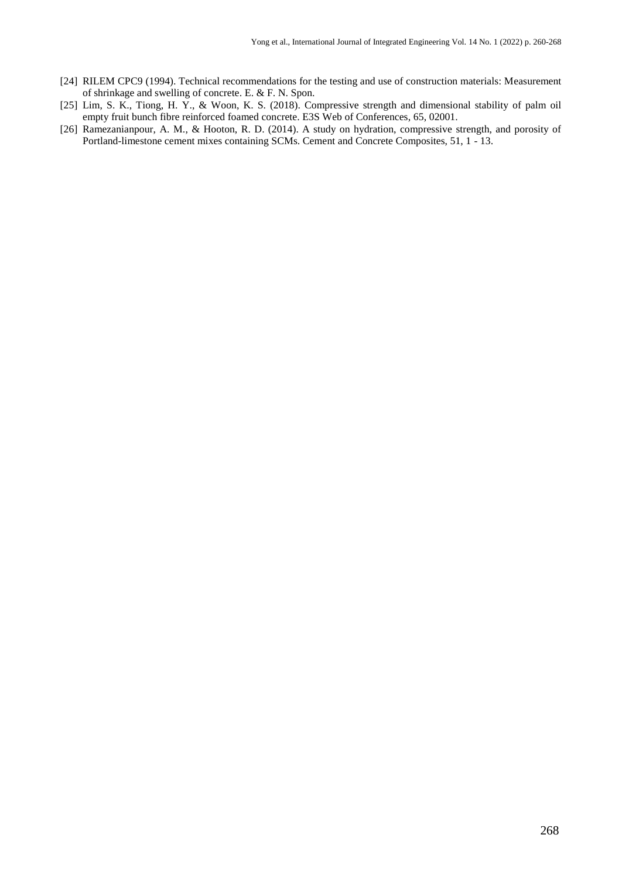[24] RILEM CPC9 (1994). Technical recommendations for the testing and use of construction materials: Measurement of shrinkage and swelling of concrete. E. & F. N. Spon.

[25] Lim, S. K., Tiong, H. Y., & Woon, K. S. (2018). Compressive strength and dimensional stability of palm oil empty fruit bunch fibre reinforced foamed concrete. E3S Web of Conferences, 65, 02001.

[26] Ramezanianpour, A. M., & Hooton, R. D. (2014). A study on hydration, compressive strength, and porosity of Portland-limestone cement mixes containing SCMs. Cement and Concrete Composites, 51, 1 - 13.